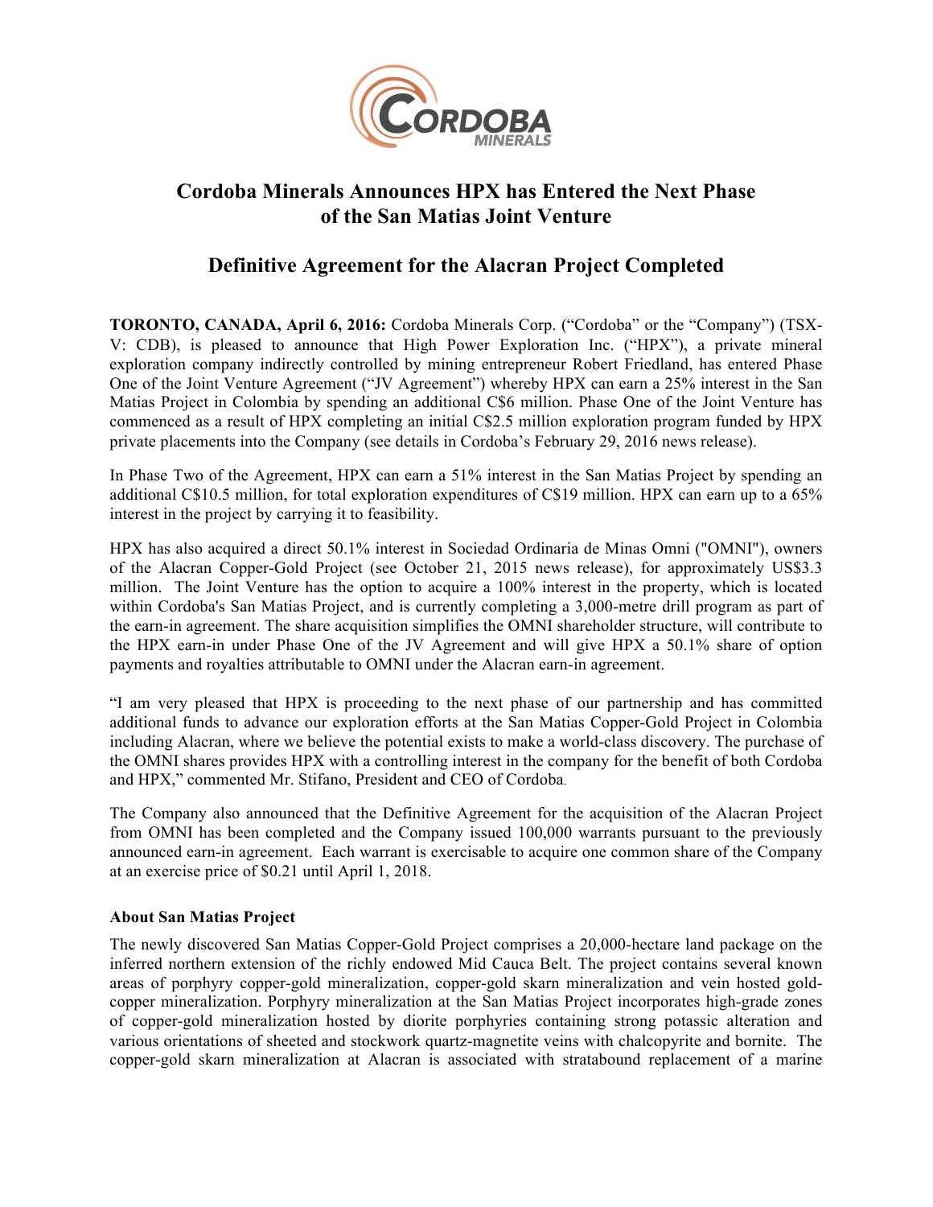# Cordoba Minerals Announces HPX has Entered the Next Phase of the San Matias Joint Venture

## Definitive Agreement for the Alacran Project Completed

**TORONTO, CANADA, April 6, 2016:** Cordoba Minerals Corp. ("Cordoba" or the "Company") (TSX-V: CDB), is pleased to announce that High Power Exploration Inc. ("HPX"), a private mineral exploration company indirectly controlled by mining entrepreneur Robert Friedland, has entered Phase One of the Joint Venture Agreement ("JV Agreement") whereby HPX can earn a 25% interest in the San Matias Project in Colombia by spending an additional C$6 million. Phase One of the Joint Venture has commenced as a result of HPX completing an initial C$2.5 million exploration program funded by HPX private placements into the Company (see details in Cordoba's February 29, 2016 news release).

In Phase Two of the Agreement, HPX can earn a 51% interest in the San Matias Project by spending an additional C$10.5 million, for total exploration expenditures of C$19 million. HPX can earn up to a 65% interest in the project by carrying it to feasibility.

HPX has also acquired a direct 50.1% interest in Sociedad Ordinaria de Minas Omni ("OMNI"), owners of the Alacran Copper-Gold Project (see October 21, 2015 news release), for approximately US$3.3 million. The Joint Venture has the option to acquire a 100% interest in the property, which is located within Cordoba's San Matias Project, and is currently completing a 3,000-metre drill program as part of the earn-in agreement. The share acquisition simplifies the OMNI shareholder structure, will contribute to the HPX earn-in under Phase One of the JV Agreement and will give HPX a 50.1% share of option payments and royalties attributable to OMNI under the Alacran earn-in agreement.

"I am very pleased that HPX is proceeding to the next phase of our partnership and has committed additional funds to advance our exploration efforts at the San Matias Copper-Gold Project in Colombia including Alacran, where we believe the potential exists to make a world-class discovery. The purchase of the OMNI shares provides HPX with a controlling interest in the company for the benefit of both Cordoba and HPX," commented Mr. Stifano, President and CEO of Cordoba.

The Company also announced that the Definitive Agreement for the acquisition of the Alacran Project from OMNI has been completed and the Company issued 100,000 warrants pursuant to the previously announced earn-in agreement. Each warrant is exercisable to acquire one common share of the Company at an exercise price of $0.21 until April 1, 2018.

**About San Matias Project**

The newly discovered San Matias Copper-Gold Project comprises a 20,000-hectare land package on the inferred northern extension of the richly endowed Mid Cauca Belt. The project contains several known areas of porphyry copper-gold mineralization, copper-gold skarn mineralization and vein hosted gold-copper mineralization. Porphyry mineralization at the San Matias Project incorporates high-grade zones of copper-gold mineralization hosted by diorite porphyries containing strong potassic alteration and various orientations of sheeted and stockwork quartz-magnetite veins with chalcopyrite and bornite. The copper-gold skarn mineralization at Alacran is associated with stratabound replacement of a marine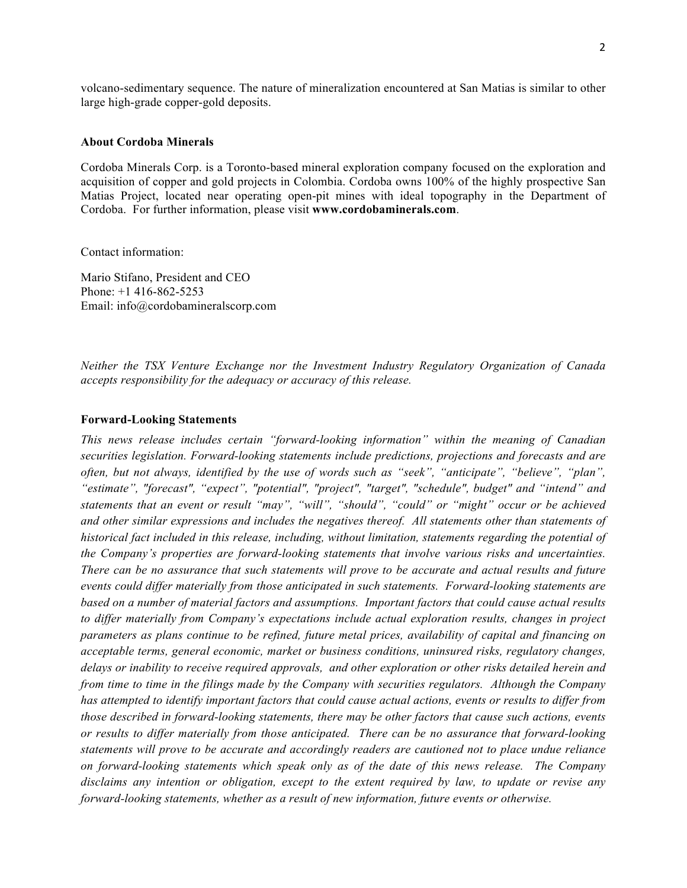volcano-sedimentary sequence. The nature of mineralization encountered at San Matias is similar to other large high-grade copper-gold deposits.

**About Cordoba Minerals**

Cordoba Minerals Corp. is a Toronto-based mineral exploration company focused on the exploration and acquisition of copper and gold projects in Colombia. Cordoba owns 100% of the highly prospective San Matias Project, located near operating open-pit mines with ideal topography in the Department of Cordoba. For further information, please visit **www.cordobaminerals.com**.

Contact information:

Mario Stifano, President and CEO
Phone: +1 416-862-5253
Email: info@cordobamineralscorp.com

*Neither the TSX Venture Exchange nor the Investment Industry Regulatory Organization of Canada accepts responsibility for the adequacy or accuracy of this release.*

**Forward-Looking Statements**

*This news release includes certain "forward-looking information" within the meaning of Canadian securities legislation. Forward-looking statements include predictions, projections and forecasts and are often, but not always, identified by the use of words such as "seek", "anticipate", "believe", "plan", "estimate", "forecast", "expect", "potential", "project", "target", "schedule", budget" and "intend" and statements that an event or result "may", "will", "should", "could" or "might" occur or be achieved and other similar expressions and includes the negatives thereof. All statements other than statements of historical fact included in this release, including, without limitation, statements regarding the potential of the Company's properties are forward-looking statements that involve various risks and uncertainties. There can be no assurance that such statements will prove to be accurate and actual results and future events could differ materially from those anticipated in such statements. Forward-looking statements are based on a number of material factors and assumptions. Important factors that could cause actual results to differ materially from Company's expectations include actual exploration results, changes in project parameters as plans continue to be refined, future metal prices, availability of capital and financing on acceptable terms, general economic, market or business conditions, uninsured risks, regulatory changes, delays or inability to receive required approvals, and other exploration or other risks detailed herein and from time to time in the filings made by the Company with securities regulators. Although the Company has attempted to identify important factors that could cause actual actions, events or results to differ from those described in forward-looking statements, there may be other factors that cause such actions, events or results to differ materially from those anticipated. There can be no assurance that forward-looking statements will prove to be accurate and accordingly readers are cautioned not to place undue reliance on forward-looking statements which speak only as of the date of this news release. The Company disclaims any intention or obligation, except to the extent required by law, to update or revise any forward-looking statements, whether as a result of new information, future events or otherwise.*